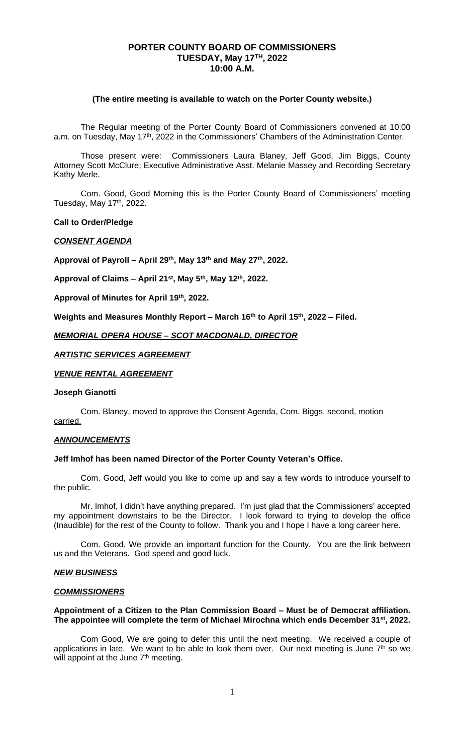# PORTER COUNTY BOARD OF COMMISSIONERS
## TUESDAY, May 17TH, 2022
## 10:00 A.M.

**(The entire meeting is available to watch on the Porter County website.)**

The Regular meeting of the Porter County Board of Commissioners convened at 10:00 a.m. on Tuesday, May 17th, 2022 in the Commissioners' Chambers of the Administration Center.

Those present were: Commissioners Laura Blaney, Jeff Good, Jim Biggs, County Attorney Scott McClure; Executive Administrative Asst. Melanie Massey and Recording Secretary Kathy Merle.

Com. Good, Good Morning this is the Porter County Board of Commissioners' meeting Tuesday, May 17th, 2022.

**Call to Order/Pledge**

***CONSENT AGENDA***

**Approval of Payroll – April 29th, May 13th and May 27th, 2022.**

**Approval of Claims – April 21st, May 5th, May 12th, 2022.**

**Approval of Minutes for April 19th, 2022.**

**Weights and Measures Monthly Report – March 16th to April 15th, 2022 – Filed.**

***MEMORIAL OPERA HOUSE – SCOT MACDONALD, DIRECTOR***

***ARTISTIC SERVICES AGREEMENT***

***VENUE RENTAL AGREEMENT***

**Joseph Gianotti**

Com. Blaney, moved to approve the Consent Agenda, Com. Biggs, second, motion carried.

***ANNOUNCEMENTS***

**Jeff Imhof has been named Director of the Porter County Veteran's Office.**

Com. Good, Jeff would you like to come up and say a few words to introduce yourself to the public.

Mr. Imhof, I didn't have anything prepared. I'm just glad that the Commissioners' accepted my appointment downstairs to be the Director. I look forward to trying to develop the office (Inaudible) for the rest of the County to follow. Thank you and I hope I have a long career here.

Com. Good, We provide an important function for the County. You are the link between us and the Veterans. God speed and good luck.

***NEW BUSINESS***

***COMMISSIONERS***

**Appointment of a Citizen to the Plan Commission Board – Must be of Democrat affiliation. The appointee will complete the term of Michael Mirochna which ends December 31st, 2022.**

Com Good, We are going to defer this until the next meeting. We received a couple of applications in late. We want to be able to look them over. Our next meeting is June 7th so we will appoint at the June 7th meeting.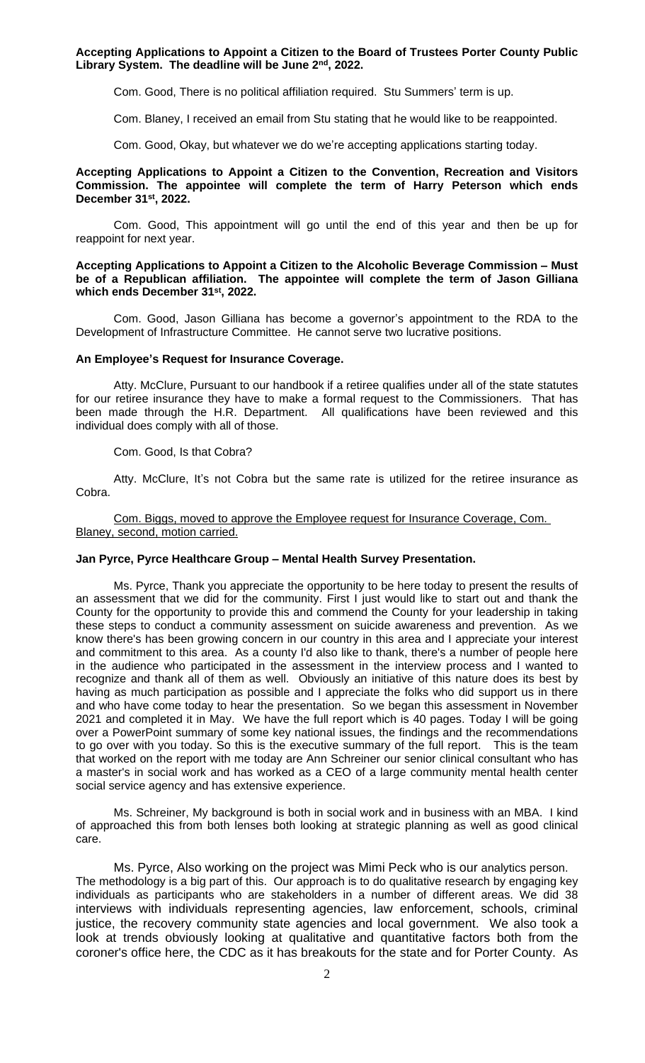**Accepting Applications to Appoint a Citizen to the Board of Trustees Porter County Public Library System. The deadline will be June 2nd, 2022.**

Com. Good, There is no political affiliation required. Stu Summers' term is up.

Com. Blaney, I received an email from Stu stating that he would like to be reappointed.

Com. Good, Okay, but whatever we do we're accepting applications starting today.

**Accepting Applications to Appoint a Citizen to the Convention, Recreation and Visitors Commission. The appointee will complete the term of Harry Peterson which ends December 31st, 2022.**

Com. Good, This appointment will go until the end of this year and then be up for reappoint for next year.

**Accepting Applications to Appoint a Citizen to the Alcoholic Beverage Commission – Must be of a Republican affiliation. The appointee will complete the term of Jason Gilliana which ends December 31st, 2022.**

Com. Good, Jason Gilliana has become a governor's appointment to the RDA to the Development of Infrastructure Committee. He cannot serve two lucrative positions.

**An Employee's Request for Insurance Coverage.**

Atty. McClure, Pursuant to our handbook if a retiree qualifies under all of the state statutes for our retiree insurance they have to make a formal request to the Commissioners. That has been made through the H.R. Department. All qualifications have been reviewed and this individual does comply with all of those.

Com. Good, Is that Cobra?

Atty. McClure, It's not Cobra but the same rate is utilized for the retiree insurance as Cobra.

Com. Biggs, moved to approve the Employee request for Insurance Coverage, Com. Blaney, second, motion carried.

**Jan Pyrce, Pyrce Healthcare Group – Mental Health Survey Presentation.**

Ms. Pyrce, Thank you appreciate the opportunity to be here today to present the results of an assessment that we did for the community. First I just would like to start out and thank the County for the opportunity to provide this and commend the County for your leadership in taking these steps to conduct a community assessment on suicide awareness and prevention. As we know there's has been growing concern in our country in this area and I appreciate your interest and commitment to this area. As a county I'd also like to thank, there's a number of people here in the audience who participated in the assessment in the interview process and I wanted to recognize and thank all of them as well. Obviously an initiative of this nature does its best by having as much participation as possible and I appreciate the folks who did support us in there and who have come today to hear the presentation. So we began this assessment in November 2021 and completed it in May. We have the full report which is 40 pages. Today I will be going over a PowerPoint summary of some key national issues, the findings and the recommendations to go over with you today. So this is the executive summary of the full report. This is the team that worked on the report with me today are Ann Schreiner our senior clinical consultant who has a master's in social work and has worked as a CEO of a large community mental health center social service agency and has extensive experience.

Ms. Schreiner, My background is both in social work and in business with an MBA. I kind of approached this from both lenses both looking at strategic planning as well as good clinical care.

Ms. Pyrce, Also working on the project was Mimi Peck who is our analytics person. The methodology is a big part of this. Our approach is to do qualitative research by engaging key individuals as participants who are stakeholders in a number of different areas. We did 38 interviews with individuals representing agencies, law enforcement, schools, criminal justice, the recovery community state agencies and local government. We also took a look at trends obviously looking at qualitative and quantitative factors both from the coroner's office here, the CDC as it has breakouts for the state and for Porter County. As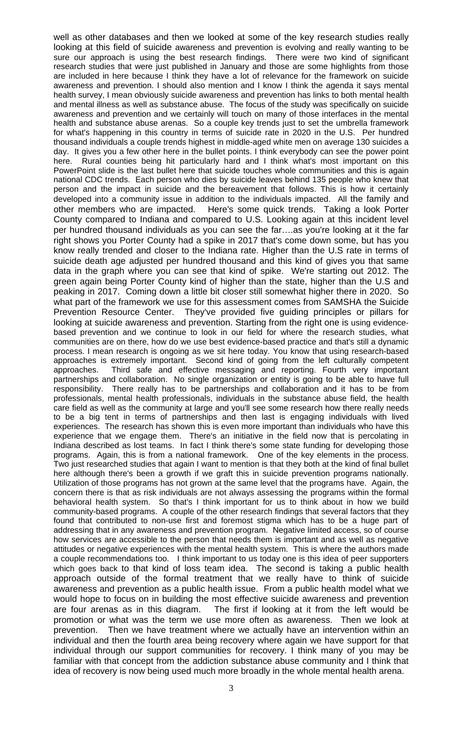well as other databases and then we looked at some of the key research studies really looking at this field of suicide awareness and prevention is evolving and really wanting to be sure our approach is using the best research findings. There were two kind of significant research studies that were just published in January and those are some highlights from those are included in here because I think they have a lot of relevance for the framework on suicide awareness and prevention. I should also mention and I know I think the agenda it says mental health survey, I mean obviously suicide awareness and prevention has links to both mental health and mental illness as well as substance abuse. The focus of the study was specifically on suicide awareness and prevention and we certainly will touch on many of those interfaces in the mental health and substance abuse arenas. So a couple key trends just to set the umbrella framework for what's happening in this country in terms of suicide rate in 2020 in the U.S. Per hundred thousand individuals a couple trends highest in middle-aged white men on average 130 suicides a day. It gives you a few other here in the bullet points. I think everybody can see the power point here. Rural counties being hit particularly hard and I think what's most important on this PowerPoint slide is the last bullet here that suicide touches whole communities and this is again national CDC trends. Each person who dies by suicide leaves behind 135 people who knew that person and the impact in suicide and the bereavement that follows. This is how it certainly developed into a community issue in addition to the individuals impacted. All the family and other members who are impacted. Here's some quick trends. Taking a look Porter County compared to Indiana and compared to U.S. Looking again at this incident level per hundred thousand individuals as you can see the far….as you're looking at it the far right shows you Porter County had a spike in 2017 that's come down some, but has you know really trended and closer to the Indiana rate. Higher than the U.S rate in terms of suicide death age adjusted per hundred thousand and this kind of gives you that same data in the graph where you can see that kind of spike. We're starting out 2012. The green again being Porter County kind of higher than the state, higher than the U.S and peaking in 2017. Coming down a little bit closer still somewhat higher there in 2020. So what part of the framework we use for this assessment comes from SAMSHA the Suicide Prevention Resource Center. They've provided five guiding principles or pillars for looking at suicide awareness and prevention. Starting from the right one is using evidence-based prevention and we continue to look in our field for where the research studies, what communities are on there, how do we use best evidence-based practice and that's still a dynamic process. I mean research is ongoing as we sit here today. You know that using research-based approaches is extremely important. Second kind of going from the left culturally competent approaches. Third safe and effective messaging and reporting. Fourth very important partnerships and collaboration. No single organization or entity is going to be able to have full responsibility. There really has to be partnerships and collaboration and it has to be from professionals, mental health professionals, individuals in the substance abuse field, the health care field as well as the community at large and you'll see some research how there really needs to be a big tent in terms of partnerships and then last is engaging individuals with lived experiences. The research has shown this is even more important than individuals who have this experience that we engage them. There's an initiative in the field now that is percolating in Indiana described as lost teams. In fact I think there's some state funding for developing those programs. Again, this is from a national framework. One of the key elements in the process. Two just researched studies that again I want to mention is that they both at the kind of final bullet here although there's been a growth if we graft this in suicide prevention programs nationally. Utilization of those programs has not grown at the same level that the programs have. Again, the concern there is that as risk individuals are not always assessing the programs within the formal behavioral health system. So that's I think important for us to think about in how we build community-based programs. A couple of the other research findings that several factors that they found that contributed to non-use first and foremost stigma which has to be a huge part of addressing that in any awareness and prevention program. Negative limited access, so of course how services are accessible to the person that needs them is important and as well as negative attitudes or negative experiences with the mental health system. This is where the authors made a couple recommendations too. I think important to us today one is this idea of peer supporters which goes back to that kind of loss team idea. The second is taking a public health approach outside of the formal treatment that we really have to think of suicide awareness and prevention as a public health issue. From a public health model what we would hope to focus on in building the most effective suicide awareness and prevention are four arenas as in this diagram. The first if looking at it from the left would be promotion or what was the term we use more often as awareness. Then we look at prevention. Then we have treatment where we actually have an intervention within an individual and then the fourth area being recovery where again we have support for that individual through our support communities for recovery. I think many of you may be familiar with that concept from the addiction substance abuse community and I think that idea of recovery is now being used much more broadly in the whole mental health arena.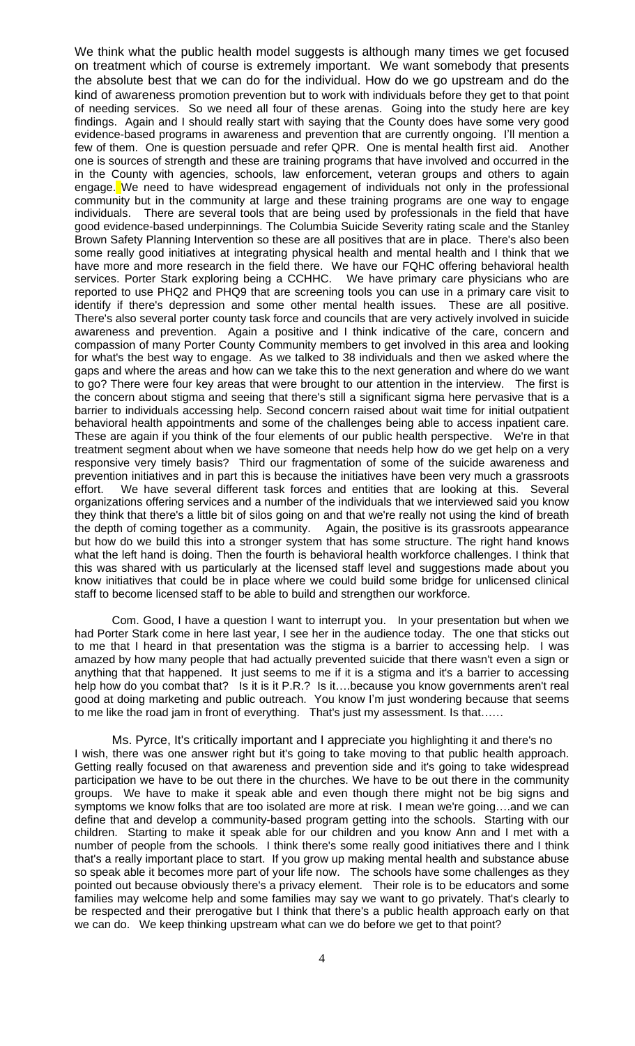We think what the public health model suggests is although many times we get focused on treatment which of course is extremely important. We want somebody that presents the absolute best that we can do for the individual. How do we go upstream and do the kind of awareness promotion prevention but to work with individuals before they get to that point of needing services. So we need all four of these arenas. Going into the study here are key findings. Again and I should really start with saying that the County does have some very good evidence-based programs in awareness and prevention that are currently ongoing. I'll mention a few of them. One is question persuade and refer QPR. One is mental health first aid. Another one is sources of strength and these are training programs that have involved and occurred in the in the County with agencies, schools, law enforcement, veteran groups and others to again engage. We need to have widespread engagement of individuals not only in the professional community but in the community at large and these training programs are one way to engage individuals. There are several tools that are being used by professionals in the field that have good evidence-based underpinnings. The Columbia Suicide Severity rating scale and the Stanley Brown Safety Planning Intervention so these are all positives that are in place. There's also been some really good initiatives at integrating physical health and mental health and I think that we have more and more research in the field there. We have our FQHC offering behavioral health services. Porter Stark exploring being a CCHHC. We have primary care physicians who are reported to use PHQ2 and PHQ9 that are screening tools you can use in a primary care visit to identify if there's depression and some other mental health issues. These are all positive. There's also several porter county task force and councils that are very actively involved in suicide awareness and prevention. Again a positive and I think indicative of the care, concern and compassion of many Porter County Community members to get involved in this area and looking for what's the best way to engage. As we talked to 38 individuals and then we asked where the gaps and where the areas and how can we take this to the next generation and where do we want to go? There were four key areas that were brought to our attention in the interview. The first is the concern about stigma and seeing that there's still a significant sigma here pervasive that is a barrier to individuals accessing help. Second concern raised about wait time for initial outpatient behavioral health appointments and some of the challenges being able to access inpatient care. These are again if you think of the four elements of our public health perspective. We're in that treatment segment about when we have someone that needs help how do we get help on a very responsive very timely basis? Third our fragmentation of some of the suicide awareness and prevention initiatives and in part this is because the initiatives have been very much a grassroots effort. We have several different task forces and entities that are looking at this. Several organizations offering services and a number of the individuals that we interviewed said you know they think that there's a little bit of silos going on and that we're really not using the kind of breath the depth of coming together as a community. Again, the positive is its grassroots appearance but how do we build this into a stronger system that has some structure. The right hand knows what the left hand is doing. Then the fourth is behavioral health workforce challenges. I think that this was shared with us particularly at the licensed staff level and suggestions made about you know initiatives that could be in place where we could build some bridge for unlicensed clinical staff to become licensed staff to be able to build and strengthen our workforce.

Com. Good, I have a question I want to interrupt you. In your presentation but when we had Porter Stark come in here last year, I see her in the audience today. The one that sticks out to me that I heard in that presentation was the stigma is a barrier to accessing help. I was amazed by how many people that had actually prevented suicide that there wasn't even a sign or anything that that happened. It just seems to me if it is a stigma and it's a barrier to accessing help how do you combat that? Is it is it P.R.? Is it….because you know governments aren't real good at doing marketing and public outreach. You know I'm just wondering because that seems to me like the road jam in front of everything. That's just my assessment. Is that……

Ms. Pyrce, It's critically important and I appreciate you highlighting it and there's no I wish, there was one answer right but it's going to take moving to that public health approach. Getting really focused on that awareness and prevention side and it's going to take widespread participation we have to be out there in the churches. We have to be out there in the community groups. We have to make it speak able and even though there might not be big signs and symptoms we know folks that are too isolated are more at risk. I mean we're going….and we can define that and develop a community-based program getting into the schools. Starting with our children. Starting to make it speak able for our children and you know Ann and I met with a number of people from the schools. I think there's some really good initiatives there and I think that's a really important place to start. If you grow up making mental health and substance abuse so speak able it becomes more part of your life now. The schools have some challenges as they pointed out because obviously there's a privacy element. Their role is to be educators and some families may welcome help and some families may say we want to go privately. That's clearly to be respected and their prerogative but I think that there's a public health approach early on that we can do. We keep thinking upstream what can we do before we get to that point?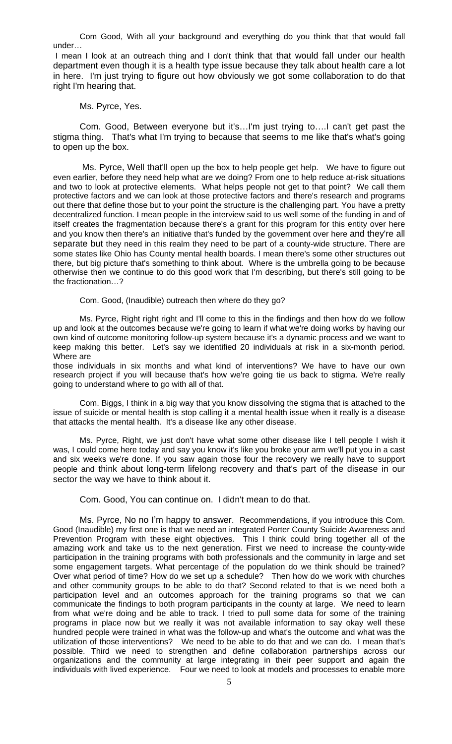Com Good, With all your background and everything do you think that that would fall under…

I mean I look at an outreach thing and I don't think that that would fall under our health department even though it is a health type issue because they talk about health care a lot in here. I'm just trying to figure out how obviously we got some collaboration to do that right I'm hearing that.

Ms. Pyrce, Yes.

Com. Good, Between everyone but it's…I'm just trying to….I can't get past the stigma thing. That's what I'm trying to because that seems to me like that's what's going to open up the box.

Ms. Pyrce, Well that'll open up the box to help people get help. We have to figure out even earlier, before they need help what are we doing? From one to help reduce at-risk situations and two to look at protective elements. What helps people not get to that point? We call them protective factors and we can look at those protective factors and there's research and programs out there that define those but to your point the structure is the challenging part. You have a pretty decentralized function. I mean people in the interview said to us well some of the funding in and of itself creates the fragmentation because there's a grant for this program for this entity over here and you know then there's an initiative that's funded by the government over here and they're all separate but they need in this realm they need to be part of a county-wide structure. There are some states like Ohio has County mental health boards. I mean there's some other structures out there, but big picture that's something to think about. Where is the umbrella going to be because otherwise then we continue to do this good work that I'm describing, but there's still going to be the fractionation…?

Com. Good, (Inaudible) outreach then where do they go?

Ms. Pyrce, Right right right and I'll come to this in the findings and then how do we follow up and look at the outcomes because we're going to learn if what we're doing works by having our own kind of outcome monitoring follow-up system because it's a dynamic process and we want to keep making this better. Let's say we identified 20 individuals at risk in a six-month period. Where are those individuals in six months and what kind of interventions? We have to have our own research project if you will because that's how we're going tie us back to stigma. We're really going to understand where to go with all of that.

Com. Biggs, I think in a big way that you know dissolving the stigma that is attached to the issue of suicide or mental health is stop calling it a mental health issue when it really is a disease that attacks the mental health. It's a disease like any other disease.

Ms. Pyrce, Right, we just don't have what some other disease like I tell people I wish it was, I could come here today and say you know it's like you broke your arm we'll put you in a cast and six weeks we're done. If you saw again those four the recovery we really have to support people and think about long-term lifelong recovery and that's part of the disease in our sector the way we have to think about it.

Com. Good, You can continue on. I didn't mean to do that.

Ms. Pyrce, No no I'm happy to answer. Recommendations, if you introduce this Com. Good (Inaudible) my first one is that we need an integrated Porter County Suicide Awareness and Prevention Program with these eight objectives. This I think could bring together all of the amazing work and take us to the next generation. First we need to increase the county-wide participation in the training programs with both professionals and the community in large and set some engagement targets. What percentage of the population do we think should be trained? Over what period of time? How do we set up a schedule? Then how do we work with churches and other community groups to be able to do that? Second related to that is we need both a participation level and an outcomes approach for the training programs so that we can communicate the findings to both program participants in the county at large. We need to learn from what we're doing and be able to track. I tried to pull some data for some of the training programs in place now but we really it was not available information to say okay well these hundred people were trained in what was the follow-up and what's the outcome and what was the utilization of those interventions? We need to be able to do that and we can do. I mean that's possible. Third we need to strengthen and define collaboration partnerships across our organizations and the community at large integrating in their peer support and again the individuals with lived experience. Four we need to look at models and processes to enable more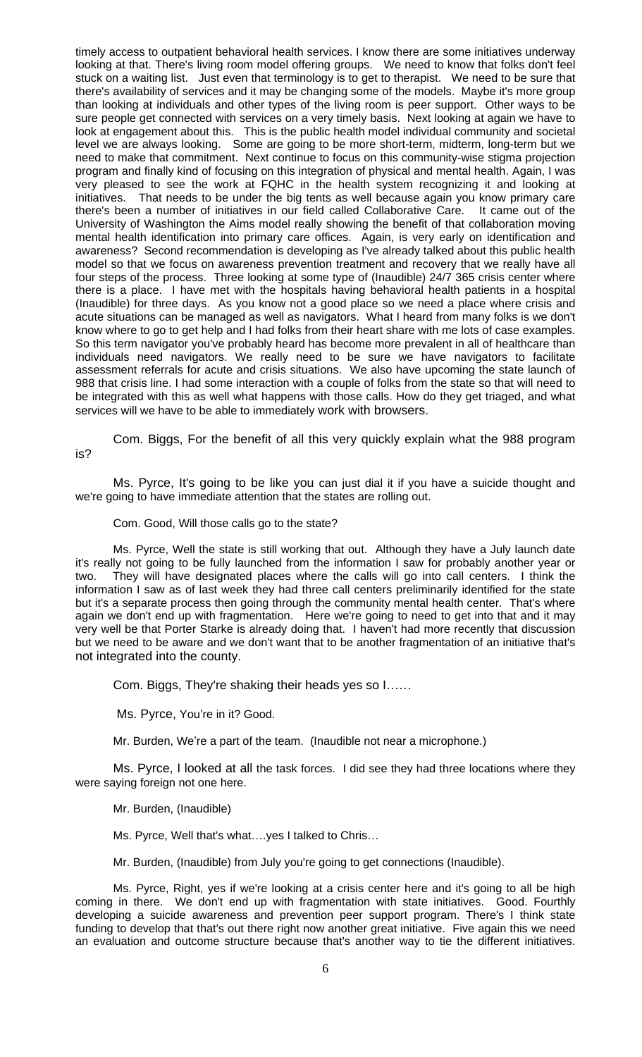timely access to outpatient behavioral health services. I know there are some initiatives underway looking at that. There's living room model offering groups. We need to know that folks don't feel stuck on a waiting list. Just even that terminology is to get to therapist. We need to be sure that there's availability of services and it may be changing some of the models. Maybe it's more group than looking at individuals and other types of the living room is peer support. Other ways to be sure people get connected with services on a very timely basis. Next looking at again we have to look at engagement about this. This is the public health model individual community and societal level we are always looking. Some are going to be more short-term, midterm, long-term but we need to make that commitment. Next continue to focus on this community-wise stigma projection program and finally kind of focusing on this integration of physical and mental health. Again, I was very pleased to see the work at FQHC in the health system recognizing it and looking at initiatives. That needs to be under the big tents as well because again you know primary care there's been a number of initiatives in our field called Collaborative Care. It came out of the University of Washington the Aims model really showing the benefit of that collaboration moving mental health identification into primary care offices. Again, is very early on identification and awareness? Second recommendation is developing as I've already talked about this public health model so that we focus on awareness prevention treatment and recovery that we really have all four steps of the process. Three looking at some type of (Inaudible) 24/7 365 crisis center where there is a place. I have met with the hospitals having behavioral health patients in a hospital (Inaudible) for three days. As you know not a good place so we need a place where crisis and acute situations can be managed as well as navigators. What I heard from many folks is we don't know where to go to get help and I had folks from their heart share with me lots of case examples. So this term navigator you've probably heard has become more prevalent in all of healthcare than individuals need navigators. We really need to be sure we have navigators to facilitate assessment referrals for acute and crisis situations. We also have upcoming the state launch of 988 that crisis line. I had some interaction with a couple of folks from the state so that will need to be integrated with this as well what happens with those calls. How do they get triaged, and what services will we have to be able to immediately work with browsers.

Com. Biggs, For the benefit of all this very quickly explain what the 988 program is?

Ms. Pyrce, It's going to be like you can just dial it if you have a suicide thought and we're going to have immediate attention that the states are rolling out.

Com. Good, Will those calls go to the state?

Ms. Pyrce, Well the state is still working that out. Although they have a July launch date it's really not going to be fully launched from the information I saw for probably another year or two. They will have designated places where the calls will go into call centers. I think the information I saw as of last week they had three call centers preliminarily identified for the state but it's a separate process then going through the community mental health center. That's where again we don't end up with fragmentation. Here we're going to need to get into that and it may very well be that Porter Starke is already doing that. I haven't had more recently that discussion but we need to be aware and we don't want that to be another fragmentation of an initiative that's not integrated into the county.

Com. Biggs, They're shaking their heads yes so I……

Ms. Pyrce, You're in it? Good.

Mr. Burden, We're a part of the team. (Inaudible not near a microphone.)

Ms. Pyrce, I looked at all the task forces. I did see they had three locations where they were saying foreign not one here.

Mr. Burden, (Inaudible)

Ms. Pyrce, Well that's what….yes I talked to Chris…

Mr. Burden, (Inaudible) from July you're going to get connections (Inaudible).

Ms. Pyrce, Right, yes if we're looking at a crisis center here and it's going to all be high coming in there. We don't end up with fragmentation with state initiatives. Good. Fourthly developing a suicide awareness and prevention peer support program. There's I think state funding to develop that that's out there right now another great initiative. Five again this we need an evaluation and outcome structure because that's another way to tie the different initiatives.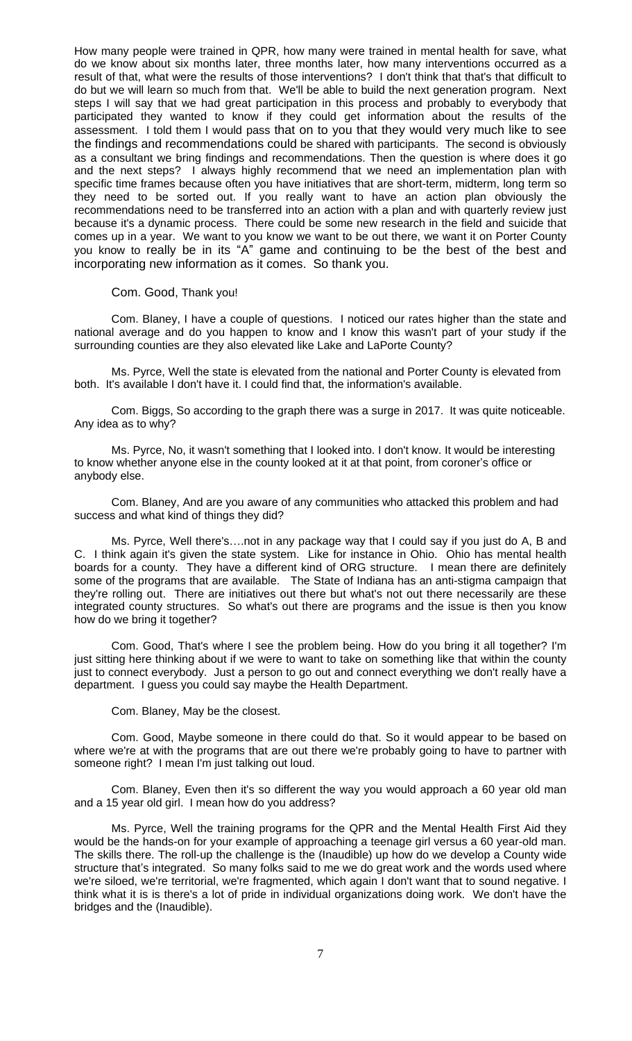How many people were trained in QPR, how many were trained in mental health for save, what do we know about six months later, three months later, how many interventions occurred as a result of that, what were the results of those interventions? I don't think that that's that difficult to do but we will learn so much from that. We'll be able to build the next generation program. Next steps I will say that we had great participation in this process and probably to everybody that participated they wanted to know if they could get information about the results of the assessment. I told them I would pass that on to you that they would very much like to see the findings and recommendations could be shared with participants. The second is obviously as a consultant we bring findings and recommendations. Then the question is where does it go and the next steps? I always highly recommend that we need an implementation plan with specific time frames because often you have initiatives that are short-term, midterm, long term so they need to be sorted out. If you really want to have an action plan obviously the recommendations need to be transferred into an action with a plan and with quarterly review just because it's a dynamic process. There could be some new research in the field and suicide that comes up in a year. We want to you know we want to be out there, we want it on Porter County you know to really be in its "A" game and continuing to be the best of the best and incorporating new information as it comes. So thank you.

Com. Good, Thank you!

Com. Blaney, I have a couple of questions. I noticed our rates higher than the state and national average and do you happen to know and I know this wasn't part of your study if the surrounding counties are they also elevated like Lake and LaPorte County?

Ms. Pyrce, Well the state is elevated from the national and Porter County is elevated from both. It's available I don't have it. I could find that, the information's available.

Com. Biggs, So according to the graph there was a surge in 2017. It was quite noticeable. Any idea as to why?

Ms. Pyrce, No, it wasn't something that I looked into. I don't know. It would be interesting to know whether anyone else in the county looked at it at that point, from coroner's office or anybody else.

Com. Blaney, And are you aware of any communities who attacked this problem and had success and what kind of things they did?

Ms. Pyrce, Well there's….not in any package way that I could say if you just do A, B and C. I think again it's given the state system. Like for instance in Ohio. Ohio has mental health boards for a county. They have a different kind of ORG structure. I mean there are definitely some of the programs that are available. The State of Indiana has an anti-stigma campaign that they're rolling out. There are initiatives out there but what's not out there necessarily are these integrated county structures. So what's out there are programs and the issue is then you know how do we bring it together?

Com. Good, That's where I see the problem being. How do you bring it all together? I'm just sitting here thinking about if we were to want to take on something like that within the county just to connect everybody. Just a person to go out and connect everything we don't really have a department. I guess you could say maybe the Health Department.

Com. Blaney, May be the closest.

Com. Good, Maybe someone in there could do that. So it would appear to be based on where we're at with the programs that are out there we're probably going to have to partner with someone right? I mean I'm just talking out loud.

Com. Blaney, Even then it's so different the way you would approach a 60 year old man and a 15 year old girl. I mean how do you address?

Ms. Pyrce, Well the training programs for the QPR and the Mental Health First Aid they would be the hands-on for your example of approaching a teenage girl versus a 60 year-old man. The skills there. The roll-up the challenge is the (Inaudible) up how do we develop a County wide structure that's integrated. So many folks said to me we do great work and the words used where we're siloed, we're territorial, we're fragmented, which again I don't want that to sound negative. I think what it is is there's a lot of pride in individual organizations doing work. We don't have the bridges and the (Inaudible).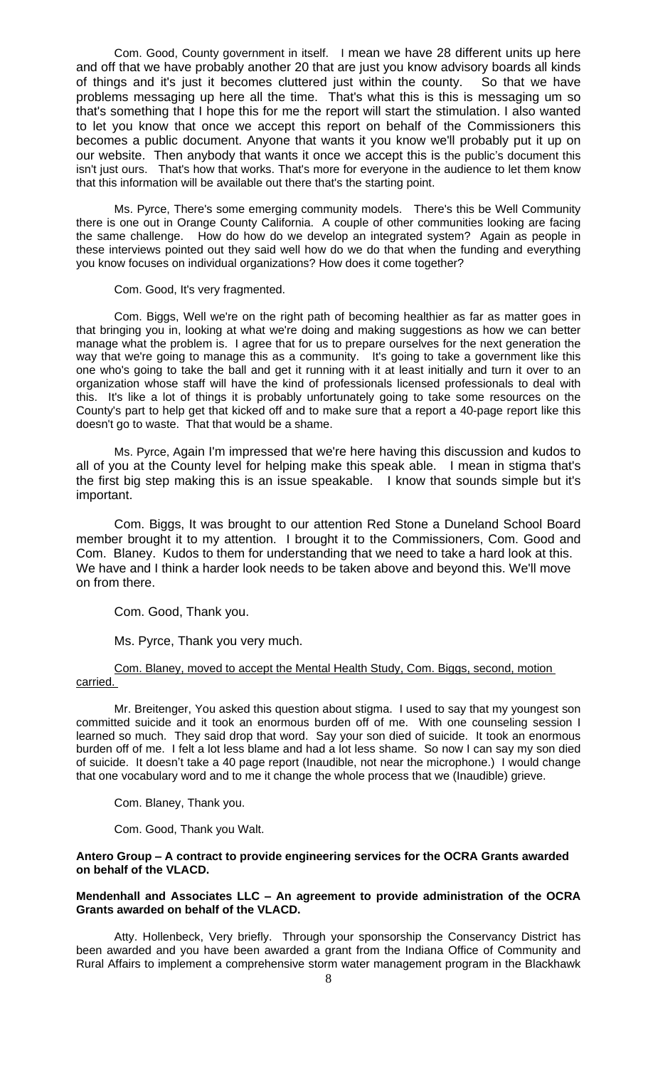Com. Good, County government in itself. I mean we have 28 different units up here and off that we have probably another 20 that are just you know advisory boards all kinds of things and it's just it becomes cluttered just within the county. So that we have problems messaging up here all the time. That's what this is this is messaging um so that's something that I hope this for me the report will start the stimulation. I also wanted to let you know that once we accept this report on behalf of the Commissioners this becomes a public document. Anyone that wants it you know we'll probably put it up on our website. Then anybody that wants it once we accept this is the public's document this isn't just ours. That's how that works. That's more for everyone in the audience to let them know that this information will be available out there that's the starting point.

Ms. Pyrce, There's some emerging community models. There's this be Well Community there is one out in Orange County California. A couple of other communities looking are facing the same challenge. How do how do we develop an integrated system? Again as people in these interviews pointed out they said well how do we do that when the funding and everything you know focuses on individual organizations? How does it come together?

Com. Good, It's very fragmented.

Com. Biggs, Well we're on the right path of becoming healthier as far as matter goes in that bringing you in, looking at what we're doing and making suggestions as how we can better manage what the problem is. I agree that for us to prepare ourselves for the next generation the way that we're going to manage this as a community. It's going to take a government like this one who's going to take the ball and get it running with it at least initially and turn it over to an organization whose staff will have the kind of professionals licensed professionals to deal with this. It's like a lot of things it is probably unfortunately going to take some resources on the County's part to help get that kicked off and to make sure that a report a 40-page report like this doesn't go to waste. That that would be a shame.

Ms. Pyrce, Again I'm impressed that we're here having this discussion and kudos to all of you at the County level for helping make this speak able. I mean in stigma that's the first big step making this is an issue speakable. I know that sounds simple but it's important.

Com. Biggs, It was brought to our attention Red Stone a Duneland School Board member brought it to my attention. I brought it to the Commissioners, Com. Good and Com. Blaney. Kudos to them for understanding that we need to take a hard look at this. We have and I think a harder look needs to be taken above and beyond this. We'll move on from there.

Com. Good, Thank you.

Ms. Pyrce, Thank you very much.

Com. Blaney, moved to accept the Mental Health Study, Com. Biggs, second, motion carried.

Mr. Breitenger, You asked this question about stigma. I used to say that my youngest son committed suicide and it took an enormous burden off of me. With one counseling session I learned so much. They said drop that word. Say your son died of suicide. It took an enormous burden off of me. I felt a lot less blame and had a lot less shame. So now I can say my son died of suicide. It doesn't take a 40 page report (Inaudible, not near the microphone.) I would change that one vocabulary word and to me it change the whole process that we (Inaudible) grieve.

Com. Blaney, Thank you.

Com. Good, Thank you Walt.

**Antero Group – A contract to provide engineering services for the OCRA Grants awarded on behalf of the VLACD.**

**Mendenhall and Associates LLC – An agreement to provide administration of the OCRA Grants awarded on behalf of the VLACD.**

Atty. Hollenbeck, Very briefly. Through your sponsorship the Conservancy District has been awarded and you have been awarded a grant from the Indiana Office of Community and Rural Affairs to implement a comprehensive storm water management program in the Blackhawk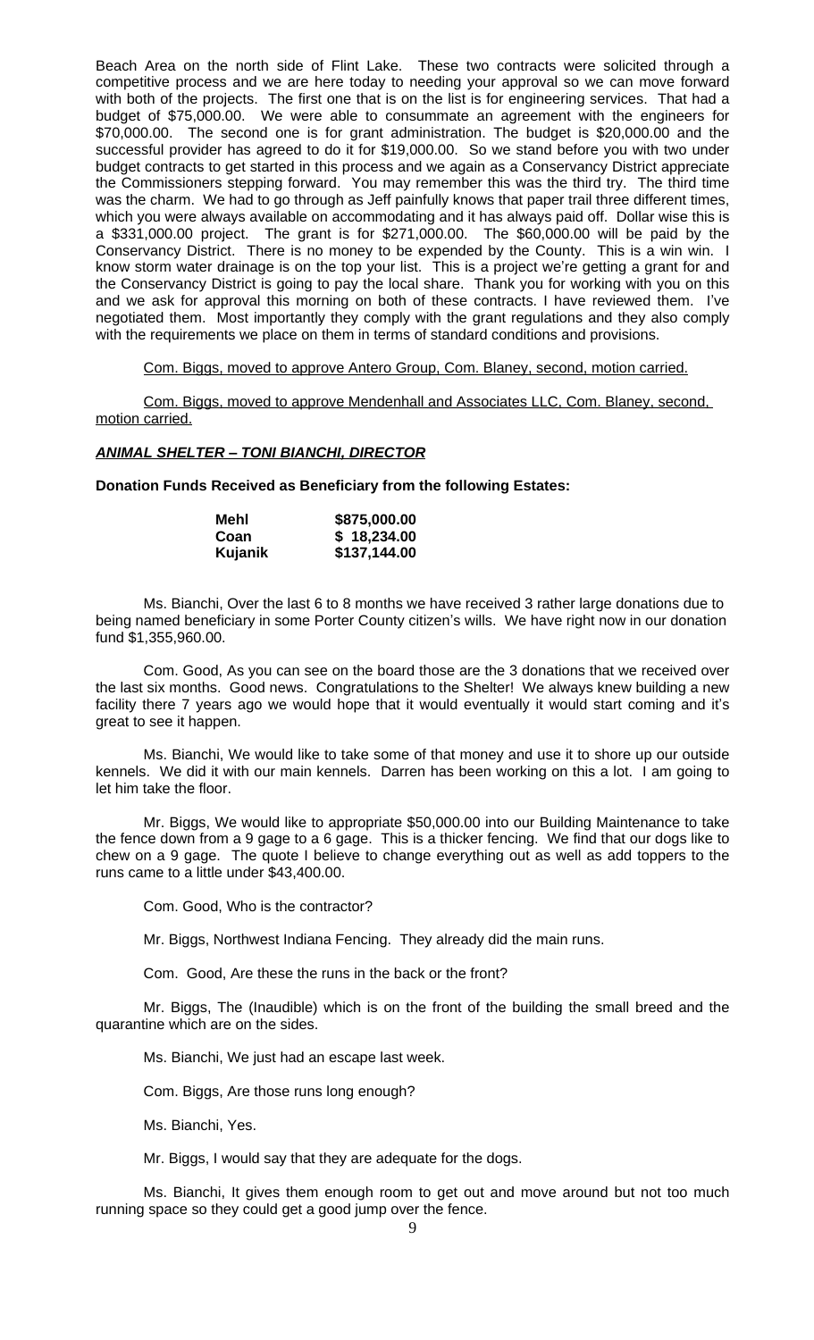Beach Area on the north side of Flint Lake. These two contracts were solicited through a competitive process and we are here today to needing your approval so we can move forward with both of the projects. The first one that is on the list is for engineering services. That had a budget of $75,000.00. We were able to consummate an agreement with the engineers for $70,000.00. The second one is for grant administration. The budget is $20,000.00 and the successful provider has agreed to do it for $19,000.00. So we stand before you with two under budget contracts to get started in this process and we again as a Conservancy District appreciate the Commissioners stepping forward. You may remember this was the third try. The third time was the charm. We had to go through as Jeff painfully knows that paper trail three different times, which you were always available on accommodating and it has always paid off. Dollar wise this is a $331,000.00 project. The grant is for $271,000.00. The $60,000.00 will be paid by the Conservancy District. There is no money to be expended by the County. This is a win win. I know storm water drainage is on the top your list. This is a project we're getting a grant for and the Conservancy District is going to pay the local share. Thank you for working with you on this and we ask for approval this morning on both of these contracts. I have reviewed them. I've negotiated them. Most importantly they comply with the grant regulations and they also comply with the requirements we place on them in terms of standard conditions and provisions.

Com. Biggs, moved to approve Antero Group, Com. Blaney, second, motion carried.

Com. Biggs, moved to approve Mendenhall and Associates LLC, Com. Blaney, second, motion carried.

***ANIMAL SHELTER – TONI BIANCHI, DIRECTOR***

**Donation Funds Received as Beneficiary from the following Estates:**

| | |
|---|---|
| **Mehl** | **$875,000.00** |
| **Coan** | **$ 18,234.00** |
| **Kujanik** | **$137,144.00** |

Ms. Bianchi, Over the last 6 to 8 months we have received 3 rather large donations due to being named beneficiary in some Porter County citizen's wills. We have right now in our donation fund $1,355,960.00.

Com. Good, As you can see on the board those are the 3 donations that we received over the last six months. Good news. Congratulations to the Shelter! We always knew building a new facility there 7 years ago we would hope that it would eventually it would start coming and it's great to see it happen.

Ms. Bianchi, We would like to take some of that money and use it to shore up our outside kennels. We did it with our main kennels. Darren has been working on this a lot. I am going to let him take the floor.

Mr. Biggs, We would like to appropriate $50,000.00 into our Building Maintenance to take the fence down from a 9 gage to a 6 gage. This is a thicker fencing. We find that our dogs like to chew on a 9 gage. The quote I believe to change everything out as well as add toppers to the runs came to a little under $43,400.00.

Com. Good, Who is the contractor?

Mr. Biggs, Northwest Indiana Fencing. They already did the main runs.

Com. Good, Are these the runs in the back or the front?

Mr. Biggs, The (Inaudible) which is on the front of the building the small breed and the quarantine which are on the sides.

Ms. Bianchi, We just had an escape last week.

Com. Biggs, Are those runs long enough?

Ms. Bianchi, Yes.

Mr. Biggs, I would say that they are adequate for the dogs.

Ms. Bianchi, It gives them enough room to get out and move around but not too much running space so they could get a good jump over the fence.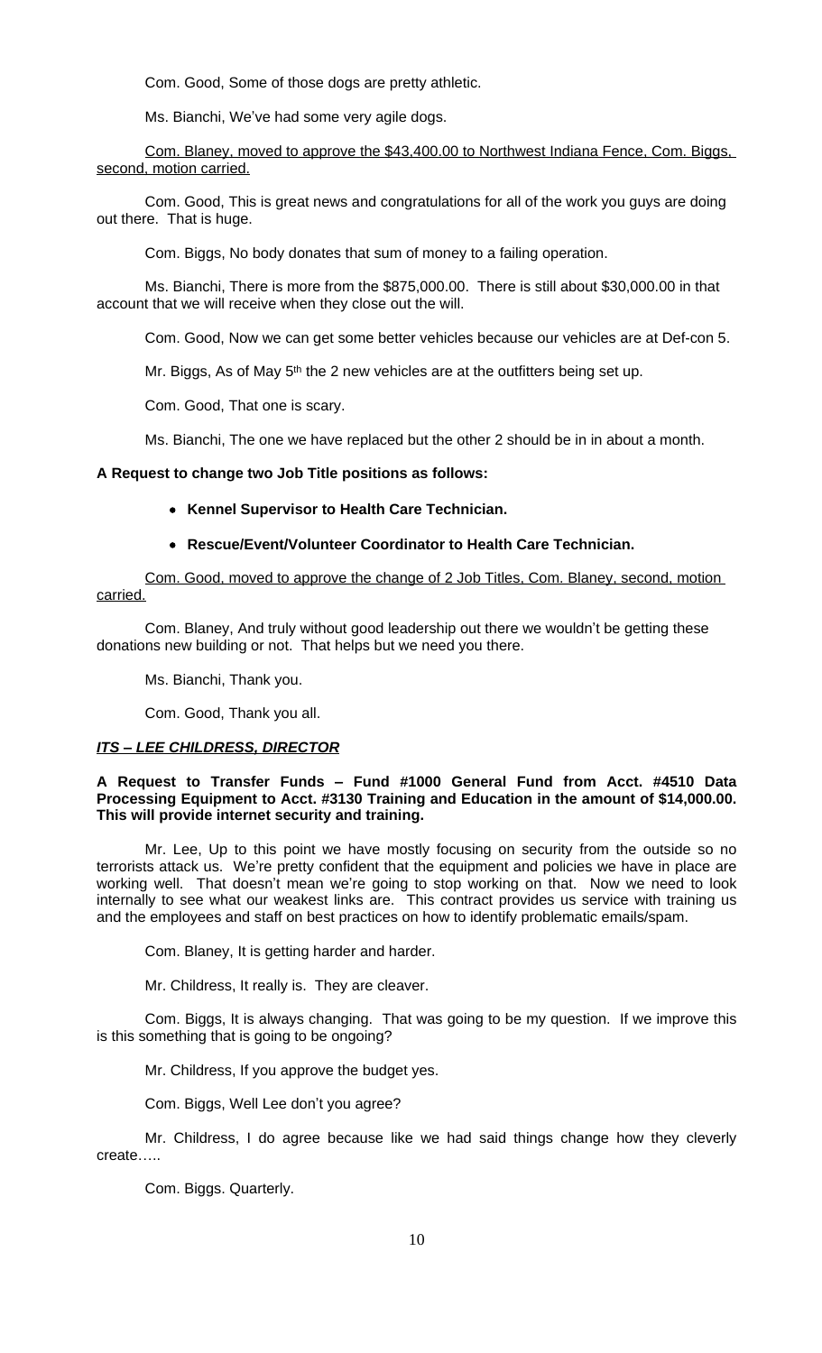Com. Good, Some of those dogs are pretty athletic.

Ms. Bianchi, We've had some very agile dogs.

<u>Com. Blaney, moved to approve the $43,400.00 to Northwest Indiana Fence, Com. Biggs, second, motion carried.</u>

Com. Good, This is great news and congratulations for all of the work you guys are doing out there. That is huge.

Com. Biggs, No body donates that sum of money to a failing operation.

Ms. Bianchi, There is more from the $875,000.00. There is still about $30,000.00 in that account that we will receive when they close out the will.

Com. Good, Now we can get some better vehicles because our vehicles are at Def-con 5.

Mr. Biggs, As of May 5th the 2 new vehicles are at the outfitters being set up.

Com. Good, That one is scary.

Ms. Bianchi, The one we have replaced but the other 2 should be in in about a month.

**A Request to change two Job Title positions as follows:**

- **Kennel Supervisor to Health Care Technician.**
- **Rescue/Event/Volunteer Coordinator to Health Care Technician.**

<u>Com. Good, moved to approve the change of 2 Job Titles, Com. Blaney, second, motion carried.</u>

Com. Blaney, And truly without good leadership out there we wouldn't be getting these donations new building or not. That helps but we need you there.

Ms. Bianchi, Thank you.

Com. Good, Thank you all.

***<u>ITS – LEE CHILDRESS, DIRECTOR</u>***

**A Request to Transfer Funds – Fund #1000 General Fund from Acct. #4510 Data Processing Equipment to Acct. #3130 Training and Education in the amount of $14,000.00. This will provide internet security and training.**

Mr. Lee, Up to this point we have mostly focusing on security from the outside so no terrorists attack us. We're pretty confident that the equipment and policies we have in place are working well. That doesn't mean we're going to stop working on that. Now we need to look internally to see what our weakest links are. This contract provides us service with training us and the employees and staff on best practices on how to identify problematic emails/spam.

Com. Blaney, It is getting harder and harder.

Mr. Childress, It really is. They are cleaver.

Com. Biggs, It is always changing. That was going to be my question. If we improve this is this something that is going to be ongoing?

Mr. Childress, If you approve the budget yes.

Com. Biggs, Well Lee don't you agree?

Mr. Childress, I do agree because like we had said things change how they cleverly create…..

Com. Biggs. Quarterly.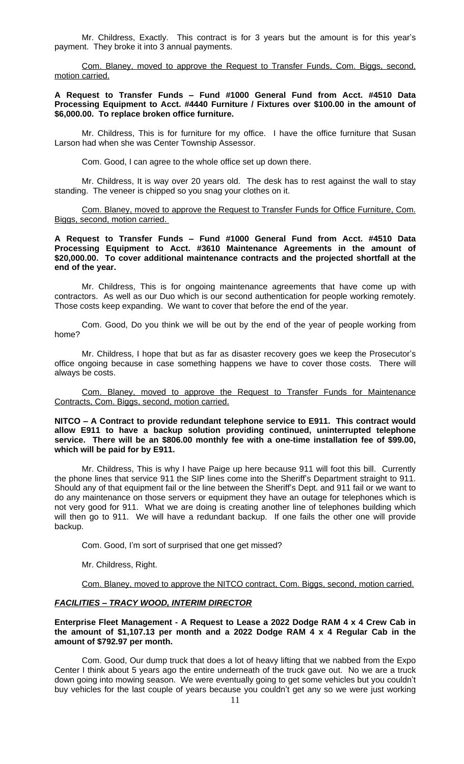Mr. Childress, Exactly. This contract is for 3 years but the amount is for this year's payment. They broke it into 3 annual payments.

Com. Blaney, moved to approve the Request to Transfer Funds, Com. Biggs, second, motion carried.

**A Request to Transfer Funds – Fund #1000 General Fund from Acct. #4510 Data Processing Equipment to Acct. #4440 Furniture / Fixtures over $100.00 in the amount of $6,000.00. To replace broken office furniture.**

Mr. Childress, This is for furniture for my office. I have the office furniture that Susan Larson had when she was Center Township Assessor.

Com. Good, I can agree to the whole office set up down there.

Mr. Childress, It is way over 20 years old. The desk has to rest against the wall to stay standing. The veneer is chipped so you snag your clothes on it.

Com. Blaney, moved to approve the Request to Transfer Funds for Office Furniture, Com. Biggs, second, motion carried.

**A Request to Transfer Funds – Fund #1000 General Fund from Acct. #4510 Data Processing Equipment to Acct. #3610 Maintenance Agreements in the amount of $20,000.00. To cover additional maintenance contracts and the projected shortfall at the end of the year.**

Mr. Childress, This is for ongoing maintenance agreements that have come up with contractors. As well as our Duo which is our second authentication for people working remotely. Those costs keep expanding. We want to cover that before the end of the year.

Com. Good, Do you think we will be out by the end of the year of people working from home?

Mr. Childress, I hope that but as far as disaster recovery goes we keep the Prosecutor's office ongoing because in case something happens we have to cover those costs. There will always be costs.

Com. Blaney, moved to approve the Request to Transfer Funds for Maintenance Contracts, Com. Biggs, second, motion carried.

**NITCO – A Contract to provide redundant telephone service to E911. This contract would allow E911 to have a backup solution providing continued, uninterrupted telephone service. There will be an $806.00 monthly fee with a one-time installation fee of $99.00, which will be paid for by E911.**

Mr. Childress, This is why I have Paige up here because 911 will foot this bill. Currently the phone lines that service 911 the SIP lines come into the Sheriff's Department straight to 911. Should any of that equipment fail or the line between the Sheriff's Dept. and 911 fail or we want to do any maintenance on those servers or equipment they have an outage for telephones which is not very good for 911. What we are doing is creating another line of telephones building which will then go to 911. We will have a redundant backup. If one fails the other one will provide backup.

Com. Good, I'm sort of surprised that one get missed?

Mr. Childress, Right.

Com. Blaney, moved to approve the NITCO contract, Com. Biggs, second, motion carried.

## ***FACILITIES – TRACY WOOD, INTERIM DIRECTOR***

**Enterprise Fleet Management - A Request to Lease a 2022 Dodge RAM 4 x 4 Crew Cab in the amount of $1,107.13 per month and a 2022 Dodge RAM 4 x 4 Regular Cab in the amount of $792.97 per month.**

Com. Good, Our dump truck that does a lot of heavy lifting that we nabbed from the Expo Center I think about 5 years ago the entire underneath of the truck gave out. No we are a truck down going into mowing season. We were eventually going to get some vehicles but you couldn't buy vehicles for the last couple of years because you couldn't get any so we were just working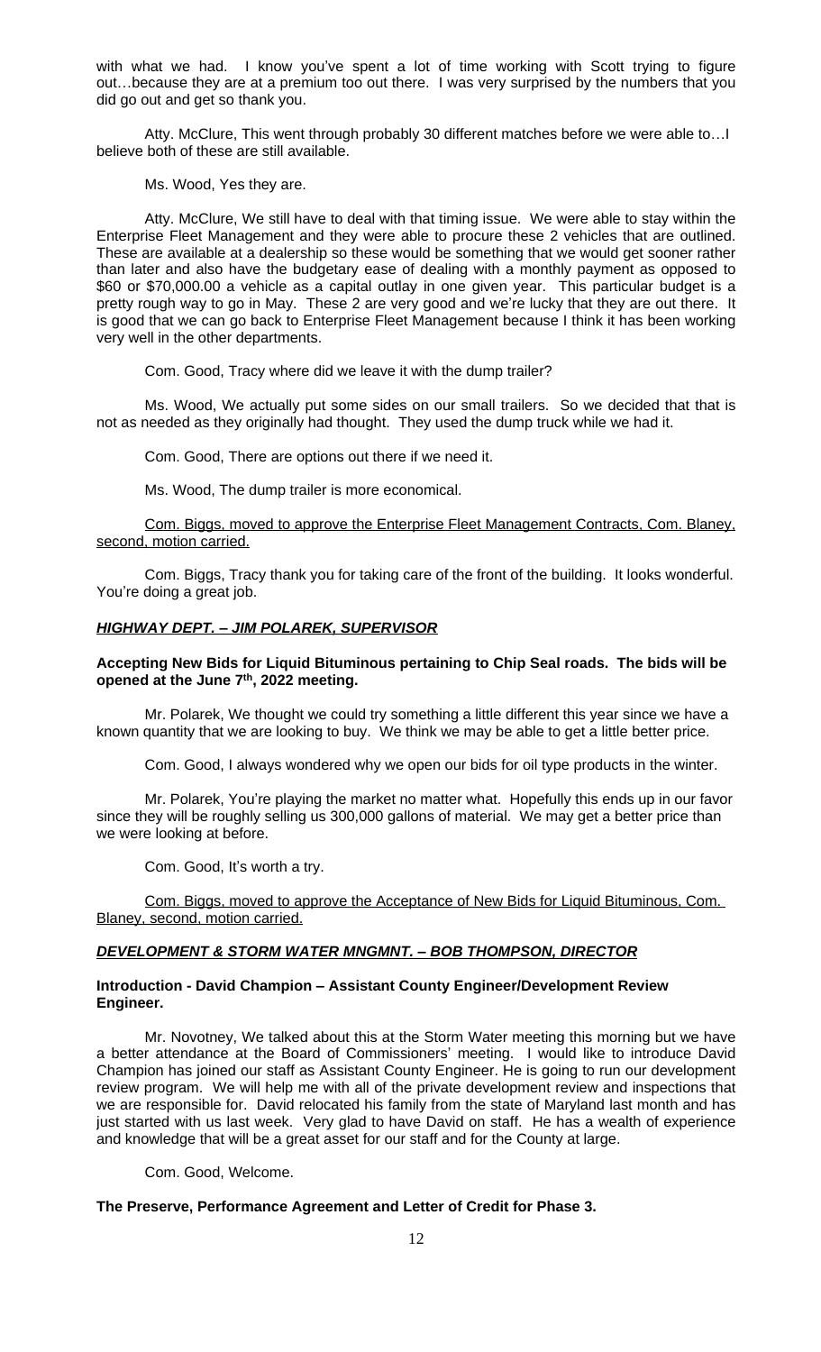with what we had. I know you've spent a lot of time working with Scott trying to figure out…because they are at a premium too out there. I was very surprised by the numbers that you did go out and get so thank you.

Atty. McClure, This went through probably 30 different matches before we were able to…I believe both of these are still available.

Ms. Wood, Yes they are.

Atty. McClure, We still have to deal with that timing issue. We were able to stay within the Enterprise Fleet Management and they were able to procure these 2 vehicles that are outlined. These are available at a dealership so these would be something that we would get sooner rather than later and also have the budgetary ease of dealing with a monthly payment as opposed to $60 or $70,000.00 a vehicle as a capital outlay in one given year. This particular budget is a pretty rough way to go in May. These 2 are very good and we're lucky that they are out there. It is good that we can go back to Enterprise Fleet Management because I think it has been working very well in the other departments.

Com. Good, Tracy where did we leave it with the dump trailer?

Ms. Wood, We actually put some sides on our small trailers. So we decided that that is not as needed as they originally had thought. They used the dump truck while we had it.

Com. Good, There are options out there if we need it.

Ms. Wood, The dump trailer is more economical.

Com. Biggs, moved to approve the Enterprise Fleet Management Contracts, Com. Blaney, second, motion carried.

Com. Biggs, Tracy thank you for taking care of the front of the building. It looks wonderful. You're doing a great job.

***HIGHWAY DEPT. – JIM POLAREK, SUPERVISOR***

**Accepting New Bids for Liquid Bituminous pertaining to Chip Seal roads. The bids will be opened at the June 7th, 2022 meeting.**

Mr. Polarek, We thought we could try something a little different this year since we have a known quantity that we are looking to buy. We think we may be able to get a little better price.

Com. Good, I always wondered why we open our bids for oil type products in the winter.

Mr. Polarek, You're playing the market no matter what. Hopefully this ends up in our favor since they will be roughly selling us 300,000 gallons of material. We may get a better price than we were looking at before.

Com. Good, It's worth a try.

Com. Biggs, moved to approve the Acceptance of New Bids for Liquid Bituminous, Com. Blaney, second, motion carried.

***DEVELOPMENT & STORM WATER MNGMNT. – BOB THOMPSON, DIRECTOR***

**Introduction - David Champion – Assistant County Engineer/Development Review Engineer.**

Mr. Novotney, We talked about this at the Storm Water meeting this morning but we have a better attendance at the Board of Commissioners' meeting. I would like to introduce David Champion has joined our staff as Assistant County Engineer. He is going to run our development review program. We will help me with all of the private development review and inspections that we are responsible for. David relocated his family from the state of Maryland last month and has just started with us last week. Very glad to have David on staff. He has a wealth of experience and knowledge that will be a great asset for our staff and for the County at large.

Com. Good, Welcome.

**The Preserve, Performance Agreement and Letter of Credit for Phase 3.**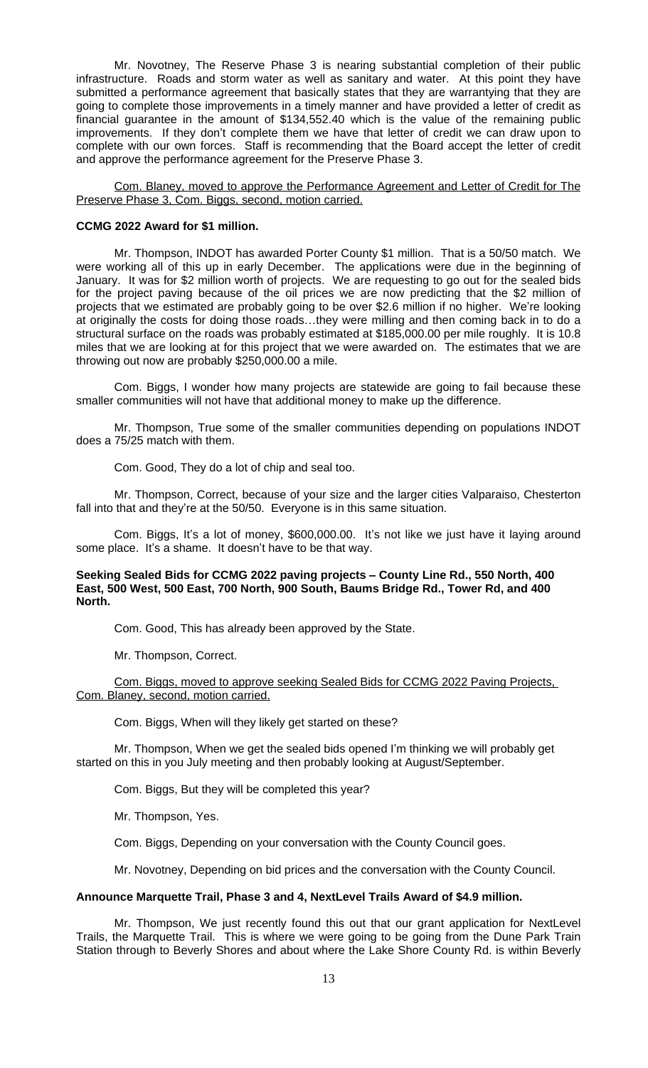Mr. Novotney, The Reserve Phase 3 is nearing substantial completion of their public infrastructure. Roads and storm water as well as sanitary and water. At this point they have submitted a performance agreement that basically states that they are warrantying that they are going to complete those improvements in a timely manner and have provided a letter of credit as financial guarantee in the amount of $134,552.40 which is the value of the remaining public improvements. If they don't complete them we have that letter of credit we can draw upon to complete with our own forces. Staff is recommending that the Board accept the letter of credit and approve the performance agreement for the Preserve Phase 3.

<u>Com. Blaney, moved to approve the Performance Agreement and Letter of Credit for The Preserve Phase 3, Com. Biggs, second, motion carried.</u>

**CCMG 2022 Award for $1 million.**

Mr. Thompson, INDOT has awarded Porter County $1 million. That is a 50/50 match. We were working all of this up in early December. The applications were due in the beginning of January. It was for $2 million worth of projects. We are requesting to go out for the sealed bids for the project paving because of the oil prices we are now predicting that the $2 million of projects that we estimated are probably going to be over $2.6 million if no higher. We're looking at originally the costs for doing those roads…they were milling and then coming back in to do a structural surface on the roads was probably estimated at $185,000.00 per mile roughly. It is 10.8 miles that we are looking at for this project that we were awarded on. The estimates that we are throwing out now are probably $250,000.00 a mile.

Com. Biggs, I wonder how many projects are statewide are going to fail because these smaller communities will not have that additional money to make up the difference.

Mr. Thompson, True some of the smaller communities depending on populations INDOT does a 75/25 match with them.

Com. Good, They do a lot of chip and seal too.

Mr. Thompson, Correct, because of your size and the larger cities Valparaiso, Chesterton fall into that and they're at the 50/50. Everyone is in this same situation.

Com. Biggs, It's a lot of money, $600,000.00. It's not like we just have it laying around some place. It's a shame. It doesn't have to be that way.

**Seeking Sealed Bids for CCMG 2022 paving projects – County Line Rd., 550 North, 400 East, 500 West, 500 East, 700 North, 900 South, Baums Bridge Rd., Tower Rd, and 400 North.**

Com. Good, This has already been approved by the State.

Mr. Thompson, Correct.

<u>Com. Biggs, moved to approve seeking Sealed Bids for CCMG 2022 Paving Projects, Com. Blaney, second, motion carried.</u>

Com. Biggs, When will they likely get started on these?

Mr. Thompson, When we get the sealed bids opened I'm thinking we will probably get started on this in you July meeting and then probably looking at August/September.

Com. Biggs, But they will be completed this year?

Mr. Thompson, Yes.

Com. Biggs, Depending on your conversation with the County Council goes.

Mr. Novotney, Depending on bid prices and the conversation with the County Council.

**Announce Marquette Trail, Phase 3 and 4, NextLevel Trails Award of $4.9 million.**

Mr. Thompson, We just recently found this out that our grant application for NextLevel Trails, the Marquette Trail. This is where we were going to be going from the Dune Park Train Station through to Beverly Shores and about where the Lake Shore County Rd. is within Beverly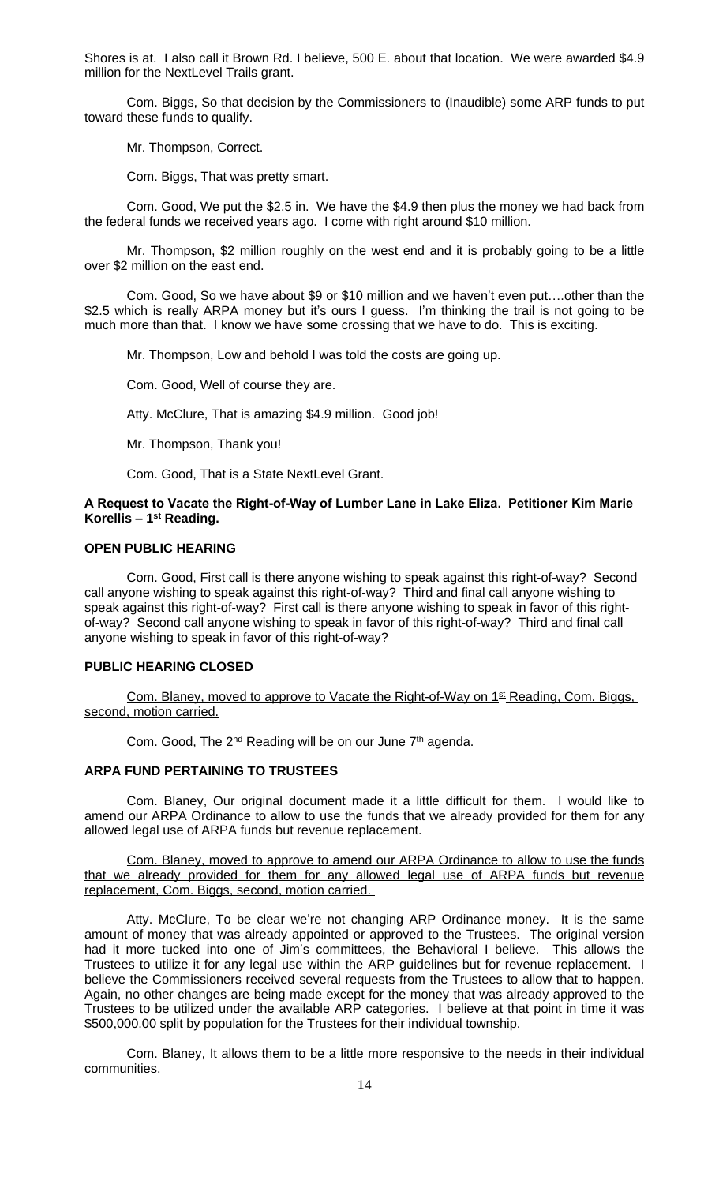Shores is at. I also call it Brown Rd. I believe, 500 E. about that location. We were awarded $4.9 million for the NextLevel Trails grant.

Com. Biggs, So that decision by the Commissioners to (Inaudible) some ARP funds to put toward these funds to qualify.

Mr. Thompson, Correct.

Com. Biggs, That was pretty smart.

Com. Good, We put the $2.5 in. We have the $4.9 then plus the money we had back from the federal funds we received years ago. I come with right around $10 million.

Mr. Thompson, $2 million roughly on the west end and it is probably going to be a little over $2 million on the east end.

Com. Good, So we have about $9 or $10 million and we haven't even put….other than the $2.5 which is really ARPA money but it's ours I guess. I'm thinking the trail is not going to be much more than that. I know we have some crossing that we have to do. This is exciting.

Mr. Thompson, Low and behold I was told the costs are going up.

Com. Good, Well of course they are.

Atty. McClure, That is amazing $4.9 million. Good job!

Mr. Thompson, Thank you!

Com. Good, That is a State NextLevel Grant.

**A Request to Vacate the Right-of-Way of Lumber Lane in Lake Eliza. Petitioner Kim Marie Korellis – 1st Reading.**

**OPEN PUBLIC HEARING**

Com. Good, First call is there anyone wishing to speak against this right-of-way? Second call anyone wishing to speak against this right-of-way? Third and final call anyone wishing to speak against this right-of-way? First call is there anyone wishing to speak in favor of this right-of-way? Second call anyone wishing to speak in favor of this right-of-way? Third and final call anyone wishing to speak in favor of this right-of-way?

**PUBLIC HEARING CLOSED**

Com. Blaney, moved to approve to Vacate the Right-of-Way on 1st Reading, Com. Biggs, second, motion carried.

Com. Good, The 2nd Reading will be on our June 7th agenda.

**ARPA FUND PERTAINING TO TRUSTEES**

Com. Blaney, Our original document made it a little difficult for them. I would like to amend our ARPA Ordinance to allow to use the funds that we already provided for them for any allowed legal use of ARPA funds but revenue replacement.

Com. Blaney, moved to approve to amend our ARPA Ordinance to allow to use the funds that we already provided for them for any allowed legal use of ARPA funds but revenue replacement, Com. Biggs, second, motion carried.

Atty. McClure, To be clear we're not changing ARP Ordinance money. It is the same amount of money that was already appointed or approved to the Trustees. The original version had it more tucked into one of Jim's committees, the Behavioral I believe. This allows the Trustees to utilize it for any legal use within the ARP guidelines but for revenue replacement. I believe the Commissioners received several requests from the Trustees to allow that to happen. Again, no other changes are being made except for the money that was already approved to the Trustees to be utilized under the available ARP categories. I believe at that point in time it was $500,000.00 split by population for the Trustees for their individual township.

Com. Blaney, It allows them to be a little more responsive to the needs in their individual communities.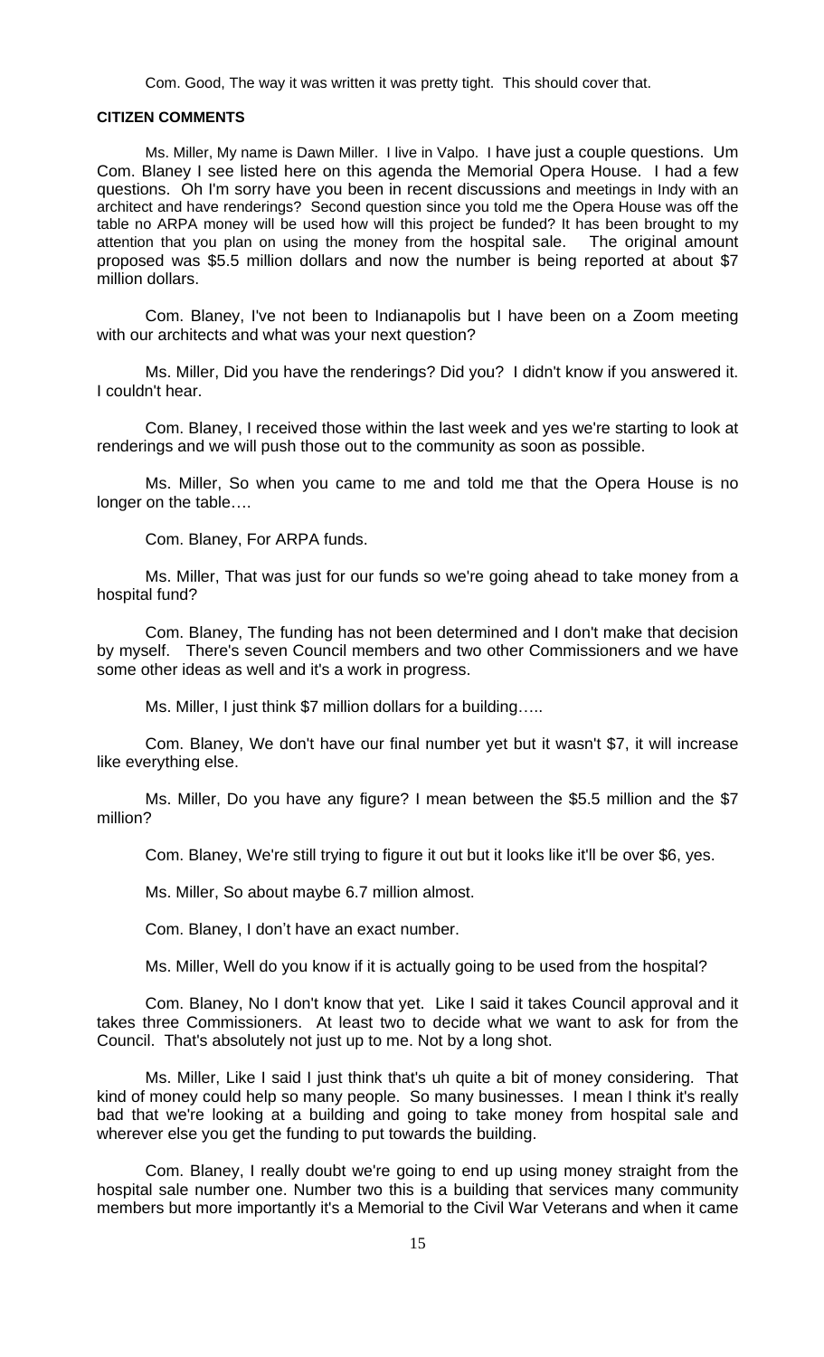Com. Good, The way it was written it was pretty tight. This should cover that.

**CITIZEN COMMENTS**

Ms. Miller, My name is Dawn Miller. I live in Valpo. I have just a couple questions. Um Com. Blaney I see listed here on this agenda the Memorial Opera House. I had a few questions. Oh I'm sorry have you been in recent discussions and meetings in Indy with an architect and have renderings? Second question since you told me the Opera House was off the table no ARPA money will be used how will this project be funded? It has been brought to my attention that you plan on using the money from the hospital sale. The original amount proposed was $5.5 million dollars and now the number is being reported at about $7 million dollars.

Com. Blaney, I've not been to Indianapolis but I have been on a Zoom meeting with our architects and what was your next question?

Ms. Miller, Did you have the renderings? Did you? I didn't know if you answered it. I couldn't hear.

Com. Blaney, I received those within the last week and yes we're starting to look at renderings and we will push those out to the community as soon as possible.

Ms. Miller, So when you came to me and told me that the Opera House is no longer on the table….

Com. Blaney, For ARPA funds.

Ms. Miller, That was just for our funds so we're going ahead to take money from a hospital fund?

Com. Blaney, The funding has not been determined and I don't make that decision by myself. There's seven Council members and two other Commissioners and we have some other ideas as well and it's a work in progress.

Ms. Miller, I just think $7 million dollars for a building…..

Com. Blaney, We don't have our final number yet but it wasn't $7, it will increase like everything else.

Ms. Miller, Do you have any figure? I mean between the $5.5 million and the $7 million?

Com. Blaney, We're still trying to figure it out but it looks like it'll be over $6, yes.

Ms. Miller, So about maybe 6.7 million almost.

Com. Blaney, I don't have an exact number.

Ms. Miller, Well do you know if it is actually going to be used from the hospital?

Com. Blaney, No I don't know that yet. Like I said it takes Council approval and it takes three Commissioners. At least two to decide what we want to ask for from the Council. That's absolutely not just up to me. Not by a long shot.

Ms. Miller, Like I said I just think that's uh quite a bit of money considering. That kind of money could help so many people. So many businesses. I mean I think it's really bad that we're looking at a building and going to take money from hospital sale and wherever else you get the funding to put towards the building.

Com. Blaney, I really doubt we're going to end up using money straight from the hospital sale number one. Number two this is a building that services many community members but more importantly it's a Memorial to the Civil War Veterans and when it came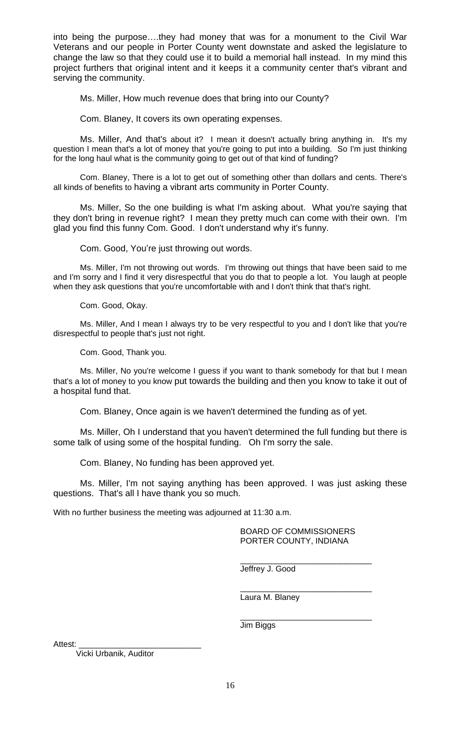into being the purpose….they had money that was for a monument to the Civil War Veterans and our people in Porter County went downstate and asked the legislature to change the law so that they could use it to build a memorial hall instead. In my mind this project furthers that original intent and it keeps it a community center that's vibrant and serving the community.

Ms. Miller, How much revenue does that bring into our County?

Com. Blaney, It covers its own operating expenses.

Ms. Miller, And that's about it? I mean it doesn't actually bring anything in. It's my question I mean that's a lot of money that you're going to put into a building. So I'm just thinking for the long haul what is the community going to get out of that kind of funding?

Com. Blaney, There is a lot to get out of something other than dollars and cents. There's all kinds of benefits to having a vibrant arts community in Porter County.

Ms. Miller, So the one building is what I'm asking about. What you're saying that they don't bring in revenue right? I mean they pretty much can come with their own. I'm glad you find this funny Com. Good. I don't understand why it's funny.

Com. Good, You're just throwing out words.

Ms. Miller, I'm not throwing out words. I'm throwing out things that have been said to me and I'm sorry and I find it very disrespectful that you do that to people a lot. You laugh at people when they ask questions that you're uncomfortable with and I don't think that that's right.

Com. Good, Okay.

Ms. Miller, And I mean I always try to be very respectful to you and I don't like that you're disrespectful to people that's just not right.

Com. Good, Thank you.

Ms. Miller, No you're welcome I guess if you want to thank somebody for that but I mean that's a lot of money to you know put towards the building and then you know to take it out of a hospital fund that.

Com. Blaney, Once again is we haven't determined the funding as of yet.

Ms. Miller, Oh I understand that you haven't determined the full funding but there is some talk of using some of the hospital funding. Oh I'm sorry the sale.

Com. Blaney, No funding has been approved yet.

Ms. Miller, I'm not saying anything has been approved. I was just asking these questions. That's all I have thank you so much.

With no further business the meeting was adjourned at 11:30 a.m.

BOARD OF COMMISSIONERS
PORTER COUNTY, INDIANA

\_\_\_\_\_\_\_\_\_\_\_\_\_\_\_\_\_\_\_\_\_\_\_\_\_\_\_\_
Jeffrey J. Good

\_\_\_\_\_\_\_\_\_\_\_\_\_\_\_\_\_\_\_\_\_\_\_\_\_\_\_\_
Laura M. Blaney

\_\_\_\_\_\_\_\_\_\_\_\_\_\_\_\_\_\_\_\_\_\_\_\_\_\_\_\_
Jim Biggs

Attest: \_\_\_\_\_\_\_\_\_\_\_\_\_\_\_\_\_\_\_\_\_\_\_\_\_\_\_\_
Vicki Urbanik, Auditor